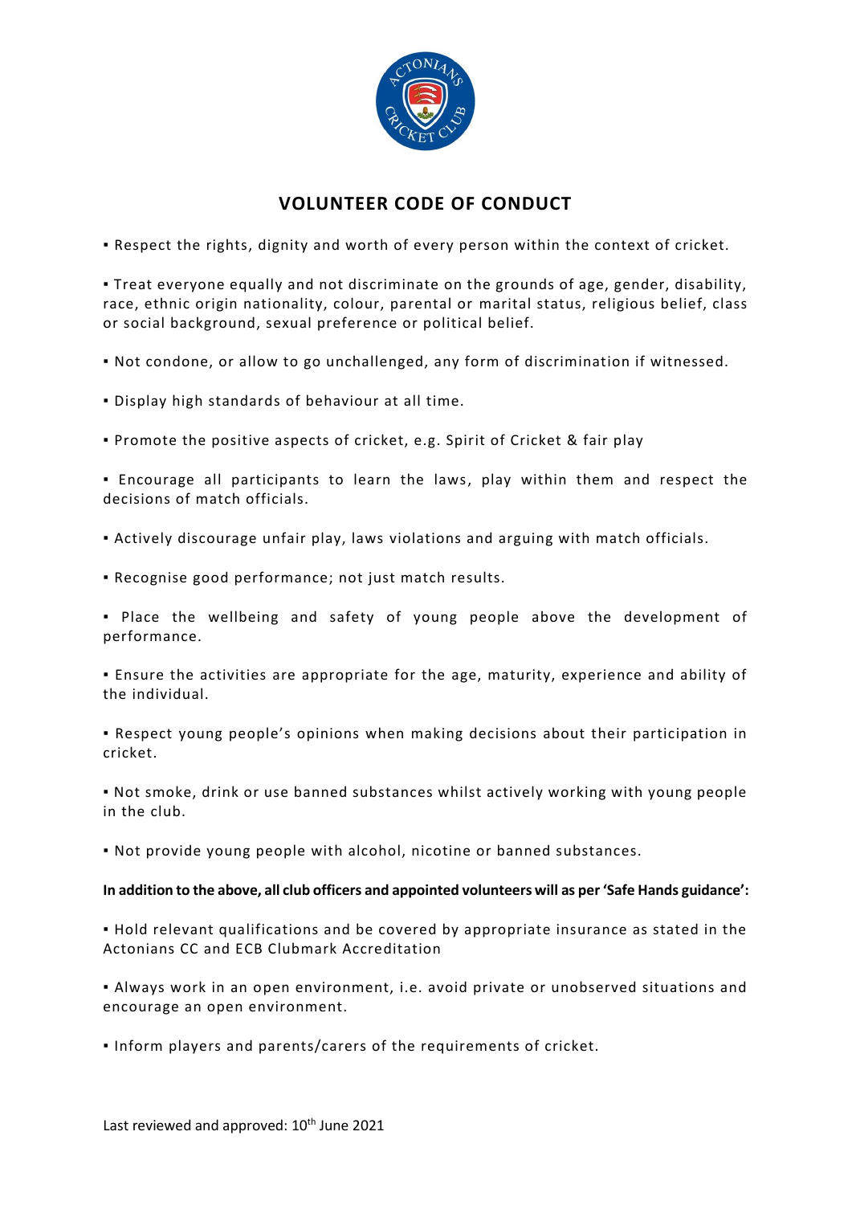# VOLUNTEER CODE OF CONDUCT

- Respect the rights, dignity and worth of every person within the context of cricket.

- Treat everyone equally and not discriminate on the grounds of age, gender, disability, race, ethnic origin nationality, colour, parental or marital status, religious belief, class or social background, sexual preference or political belief.

- Not condone, or allow to go unchallenged, any form of discrimination if witnessed.

- Display high standards of behaviour at all time.

- Promote the positive aspects of cricket, e.g. Spirit of Cricket & fair play

- Encourage all participants to learn the laws, play within them and respect the decisions of match officials.

- Actively discourage unfair play, laws violations and arguing with match officials.

- Recognise good performance; not just match results.

- Place the wellbeing and safety of young people above the development of performance.

- Ensure the activities are appropriate for the age, maturity, experience and ability of the individual.

- Respect young people's opinions when making decisions about their participation in cricket.

- Not smoke, drink or use banned substances whilst actively working with young people in the club.

- Not provide young people with alcohol, nicotine or banned substances.

**In addition to the above, all club officers and appointed volunteers will as per 'Safe Hands guidance':**

- Hold relevant qualifications and be covered by appropriate insurance as stated in the Actonians CC and ECB Clubmark Accreditation

- Always work in an open environment, i.e. avoid private or unobserved situations and encourage an open environment.

- Inform players and parents/carers of the requirements of cricket.

Last reviewed and approved: 10th June 2021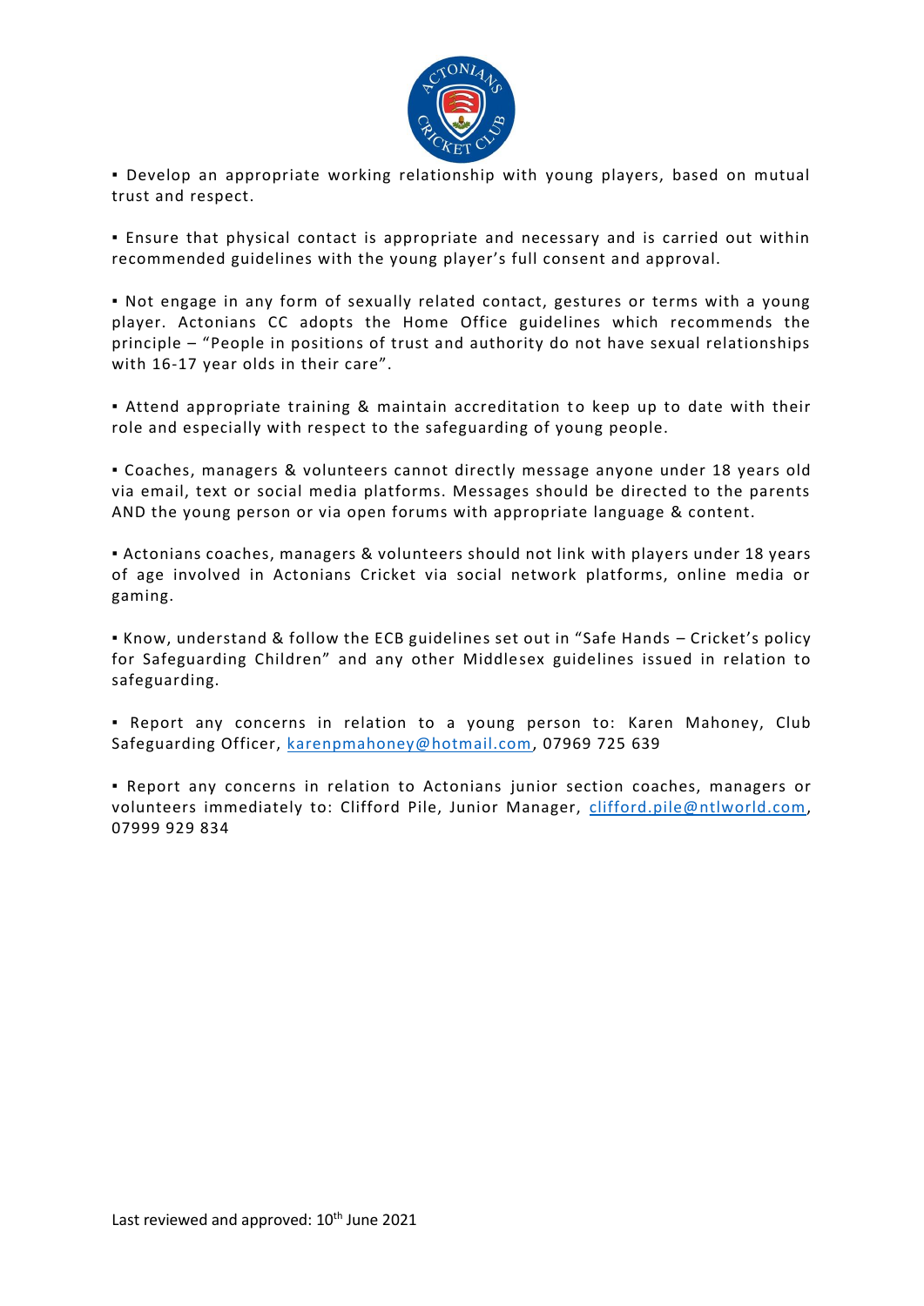- Develop an appropriate working relationship with young players, based on mutual trust and respect.

- Ensure that physical contact is appropriate and necessary and is carried out within recommended guidelines with the young player's full consent and approval.

- Not engage in any form of sexually related contact, gestures or terms with a young player. Actonians CC adopts the Home Office guidelines which recommends the principle – "People in positions of trust and authority do not have sexual relationships with 16-17 year olds in their care".

- Attend appropriate training & maintain accreditation to keep up to date with their role and especially with respect to the safeguarding of young people.

- Coaches, managers & volunteers cannot directly message anyone under 18 years old via email, text or social media platforms. Messages should be directed to the parents AND the young person or via open forums with appropriate language & content.

- Actonians coaches, managers & volunteers should not link with players under 18 years of age involved in Actonians Cricket via social network platforms, online media or gaming.

- Know, understand & follow the ECB guidelines set out in "Safe Hands – Cricket's policy for Safeguarding Children" and any other Middlesex guidelines issued in relation to safeguarding.

- Report any concerns in relation to a young person to: Karen Mahoney, Club Safeguarding Officer, karenpmahoney@hotmail.com, 07969 725 639

- Report any concerns in relation to Actonians junior section coaches, managers or volunteers immediately to: Clifford Pile, Junior Manager, clifford.pile@ntlworld.com, 07999 929 834

Last reviewed and approved: 10th June 2021